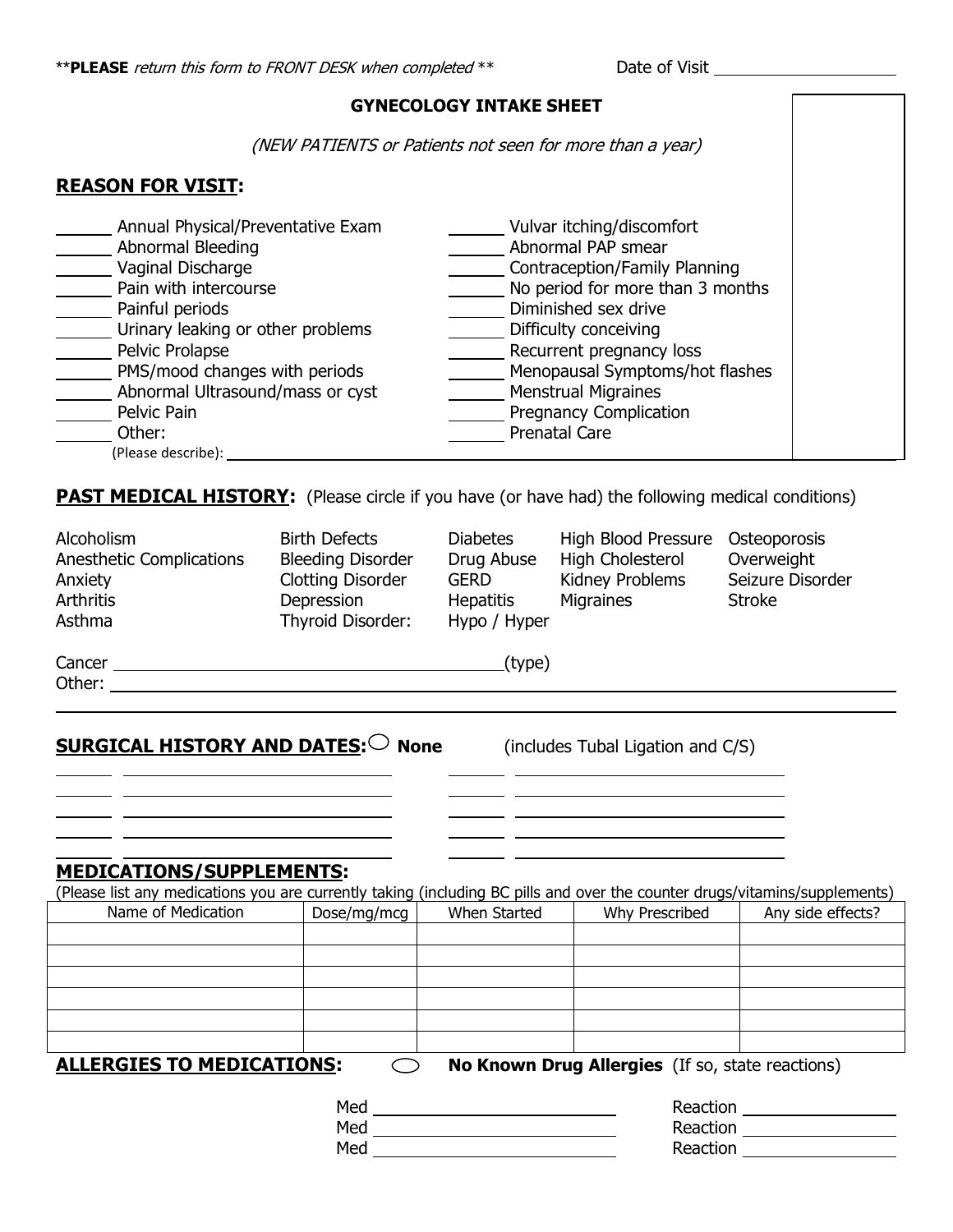\*\***PLEASE** *return this form to FRONT DESK when completed* \*\* Date of Visit ____________________

## GYNECOLOGY INTAKE SHEET

*(NEW PATIENTS or Patients not seen for more than a year)*

## REASON FOR VISIT:

\_\_\_\_\_\_ Annual Physical/Preventative Exam
\_\_\_\_\_\_ Abnormal Bleeding
\_\_\_\_\_\_ Vaginal Discharge
\_\_\_\_\_\_ Pain with intercourse
\_\_\_\_\_\_ Painful periods
\_\_\_\_\_\_ Urinary leaking or other problems
\_\_\_\_\_\_ Pelvic Prolapse
\_\_\_\_\_\_ PMS/mood changes with periods
\_\_\_\_\_\_ Abnormal Ultrasound/mass or cyst
\_\_\_\_\_\_ Pelvic Pain
\_\_\_\_\_\_ Other:
(Please describe): ____________________

\_\_\_\_\_\_ Vulvar itching/discomfort
\_\_\_\_\_\_ Abnormal PAP smear
\_\_\_\_\_\_ Contraception/Family Planning
\_\_\_\_\_\_ No period for more than 3 months
\_\_\_\_\_\_ Diminished sex drive
\_\_\_\_\_\_ Difficulty conceiving
\_\_\_\_\_\_ Recurrent pregnancy loss
\_\_\_\_\_\_ Menopausal Symptoms/hot flashes
\_\_\_\_\_\_ Menstrual Migraines
\_\_\_\_\_\_ Pregnancy Complication
\_\_\_\_\_\_ Prenatal Care

## PAST MEDICAL HISTORY: (Please circle if you have (or have had) the following medical conditions)

Alcoholism
Anesthetic Complications
Anxiety
Arthritis
Asthma

Birth Defects
Bleeding Disorder
Clotting Disorder
Depression
Thyroid Disorder: Hypo / Hyper

Diabetes
Drug Abuse
GERD
Hepatitis

High Blood Pressure
High Cholesterol
Kidney Problems
Migraines

Osteoporosis
Overweight
Seizure Disorder
Stroke

Cancer ____________________(type)
Other: ____________________

## SURGICAL HISTORY AND DATES: ◯ None (includes Tubal Ligation and C/S)

\_\_\_\_\_\_ \_\_\_\_\_\_\_\_\_\_\_\_\_\_\_\_\_\_\_\_ \_\_\_\_\_\_ \_\_\_\_\_\_\_\_\_\_\_\_\_\_\_\_\_\_\_\_
\_\_\_\_\_\_ \_\_\_\_\_\_\_\_\_\_\_\_\_\_\_\_\_\_\_\_ \_\_\_\_\_\_ \_\_\_\_\_\_\_\_\_\_\_\_\_\_\_\_\_\_\_\_
\_\_\_\_\_\_ \_\_\_\_\_\_\_\_\_\_\_\_\_\_\_\_\_\_\_\_ \_\_\_\_\_\_ \_\_\_\_\_\_\_\_\_\_\_\_\_\_\_\_\_\_\_\_
\_\_\_\_\_\_ \_\_\_\_\_\_\_\_\_\_\_\_\_\_\_\_\_\_\_\_ \_\_\_\_\_\_ \_\_\_\_\_\_\_\_\_\_\_\_\_\_\_\_\_\_\_\_
\_\_\_\_\_\_ \_\_\_\_\_\_\_\_\_\_\_\_\_\_\_\_\_\_\_\_ \_\_\_\_\_\_ \_\_\_\_\_\_\_\_\_\_\_\_\_\_\_\_\_\_\_\_

## MEDICATIONS/SUPPLEMENTS:

(Please list any medications you are currently taking (including BC pills and over the counter drugs/vitamins/supplements)

| Name of Medication | Dose/mg/mcg | When Started | Why Prescribed | Any side effects? |
|---|---|---|---|---|
| | | | | |
| | | | | |
| | | | | |
| | | | | |
| | | | | |
| | | | | |

## ALLERGIES TO MEDICATIONS: ◯ No Known Drug Allergies (If so, state reactions)

Med ____________________ Reaction ____________________
Med ____________________ Reaction ____________________
Med ____________________ Reaction ____________________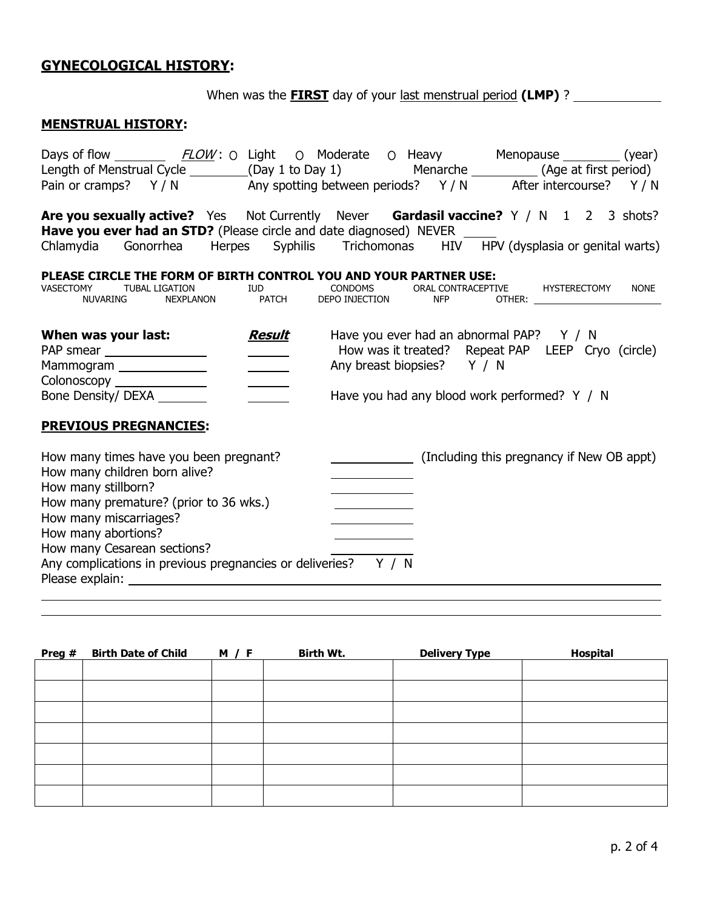## **GYNECOLOGICAL HISTORY:**

When was the **FIRST** day of your last menstrual period **(LMP)** ? ____________

## **MENSTRUAL HISTORY:**

Days of flow ________ *FLOW*: ○ Light ○ Moderate ○ Heavy Menopause ________ (year)

Length of Menstrual Cycle ________ (Day 1 to Day 1) Menarche ________ (Age at first period)

Pain or cramps? Y / N Any spotting between periods? Y / N After intercourse? Y / N

**Are you sexually active?** Yes Not Currently Never **Gardasil vaccine?** Y / N 1 2 3 shots?

**Have you ever had an STD?** (Please circle and date diagnosed) NEVER _____

Chlamydia Gonorrhea Herpes Syphilis Trichomonas HIV HPV (dysplasia or genital warts)

**PLEASE CIRCLE THE FORM OF BIRTH CONTROL YOU AND YOUR PARTNER USE:**

VASECTOMY TUBAL LIGATION IUD CONDOMS ORAL CONTRACEPTIVE HYSTERECTOMY NONE
NUVARING NEXPLANON PATCH DEPO INJECTION NFP OTHER: ____________

| When was your last: | *Result* |
|---|---|
| PAP smear ____________ | ______ |
| Mammogram ____________ | ______ |
| Colonoscopy ____________ | ______ |
| Bone Density/ DEXA ________ | ______ |

Have you ever had an abnormal PAP? Y / N

How was it treated? Repeat PAP LEEP Cryo (circle)

Any breast biopsies? Y / N

Have you had any blood work performed? Y / N

## **PREVIOUS PREGNANCIES:**

How many times have you been pregnant? ____________ (Including this pregnancy if New OB appt)

How many children born alive? ____________

How many stillborn? ____________

How many premature? (prior to 36 wks.) ____________

How many miscarriages? ____________

How many abortions? ____________

How many Cesarean sections? ____________

Any complications in previous pregnancies or deliveries? Y / N

Please explain: ____________________________________________

| Preg # | Birth Date of Child | M / F | Birth Wt. | Delivery Type | Hospital |
|---|---|---|---|---|---|
| | | | | | |
| | | | | | |
| | | | | | |
| | | | | | |
| | | | | | |
| | | | | | |
| | | | | | |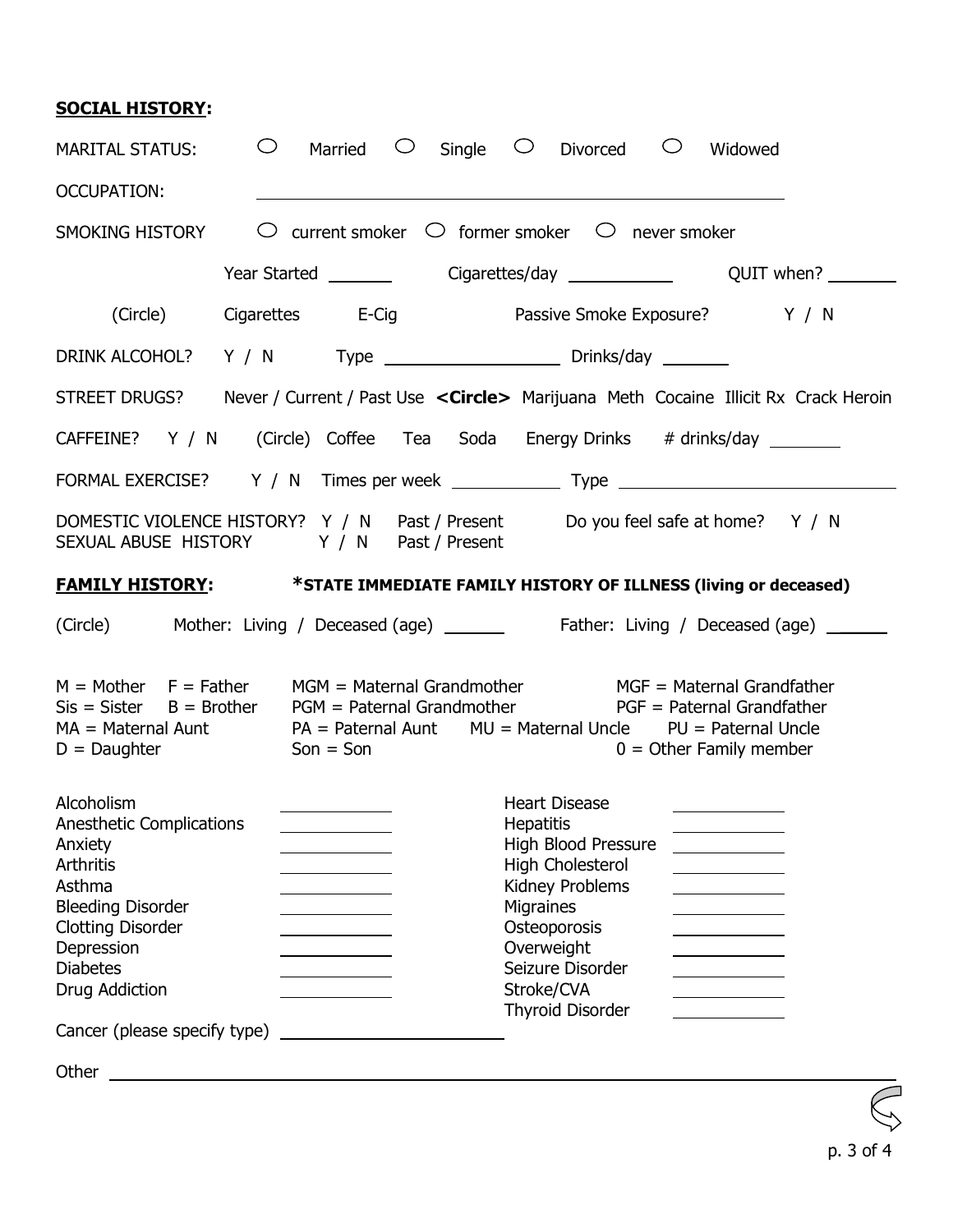**SOCIAL HISTORY:**

MARITAL STATUS: ○ Married ○ Single ○ Divorced ○ Widowed

OCCUPATION: ______________________________

SMOKING HISTORY ○ current smoker ○ former smoker ○ never smoker

Year Started ______ Cigarettes/day __________ QUIT when? ______

(Circle) Cigarettes E-Cig Passive Smoke Exposure? Y / N

DRINK ALCOHOL? Y / N Type __________________ Drinks/day ______

STREET DRUGS? Never / Current / Past Use **<Circle>** Marijuana Meth Cocaine Illicit Rx Crack Heroin

CAFFEINE? Y / N (Circle) Coffee Tea Soda Energy Drinks # drinks/day ______

FORMAL EXERCISE? Y / N Times per week __________ Type __________________

DOMESTIC VIOLENCE HISTORY? Y / N Past / Present Do you feel safe at home? Y / N
SEXUAL ABUSE HISTORY Y / N Past / Present

**FAMILY HISTORY:** ***STATE IMMEDIATE FAMILY HISTORY OF ILLNESS (living or deceased)**

(Circle) Mother: Living / Deceased (age) ______ Father: Living / Deceased (age) ______

M = Mother F = Father MGM = Maternal Grandmother MGF = Maternal Grandfather
Sis = Sister B = Brother PGM = Paternal Grandmother PGF = Paternal Grandfather
MA = Maternal Aunt PA = Paternal Aunt MU = Maternal Uncle PU = Paternal Uncle
D = Daughter Son = Son 0 = Other Family member

| Condition | Family Member | Condition | Family Member |
|---|---|---|---|
| Alcoholism | ________ | Heart Disease | ________ |
| Anesthetic Complications | ________ | Hepatitis | ________ |
| Anxiety | ________ | High Blood Pressure | ________ |
| Arthritis | ________ | High Cholesterol | ________ |
| Asthma | ________ | Kidney Problems | ________ |
| Bleeding Disorder | ________ | Migraines | ________ |
| Clotting Disorder | ________ | Osteoporosis | ________ |
| Depression | ________ | Overweight | ________ |
| Diabetes | ________ | Seizure Disorder | ________ |
| Drug Addiction | ________ | Stroke/CVA | ________ |
| | | Thyroid Disorder | ________ |

Cancer (please specify type) ____________________

Other ________________________________________________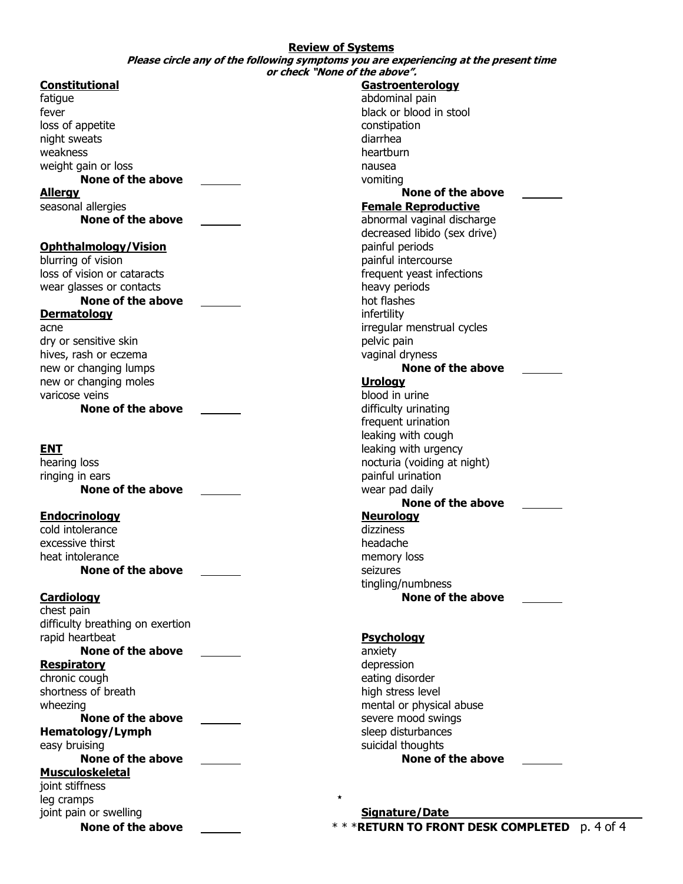## Review of Systems

***Please circle any of the following symptoms you are experiencing at the present time or check "None of the above".***

**Constitutional**

fatigue
fever
loss of appetite
night sweats
weakness
weight gain or loss
**None of the above** _______

**Allergy**

seasonal allergies
**None of the above** _______

**Ophthalmology/Vision**

blurring of vision
loss of vision or cataracts
wear glasses or contacts
**None of the above** _______

**Dermatology**

acne
dry or sensitive skin
hives, rash or eczema
new or changing lumps
new or changing moles
varicose veins
**None of the above** _______

**ENT**

hearing loss
ringing in ears
**None of the above** _______

**Endocrinology**

cold intolerance
excessive thirst
heat intolerance
**None of the above** _______

**Cardiology**

chest pain
difficulty breathing on exertion
rapid heartbeat
**None of the above** _______

**Respiratory**

chronic cough
shortness of breath
wheezing
**None of the above** _______

**Hematology/Lymph**

easy bruising
**None of the above** _______

**Musculoskeletal**

joint stiffness
leg cramps
joint pain or swelling
**None of the above** _______

**Gastroenterology**

abdominal pain
black or blood in stool
constipation
diarrhea
heartburn
nausea
vomiting
**None of the above** _______

**Female Reproductive**

abnormal vaginal discharge
decreased libido (sex drive)
painful periods
painful intercourse
frequent yeast infections
heavy periods
hot flashes
infertility
irregular menstrual cycles
pelvic pain
vaginal dryness
**None of the above** _______

**Urology**

blood in urine
difficulty urinating
frequent urination
leaking with cough
leaking with urgency
nocturia (voiding at night)
painful urination
wear pad daily
**None of the above** _______

**Neurology**

dizziness
headache
memory loss
seizures
tingling/numbness
**None of the above** _______

**Psychology**

anxiety
depression
eating disorder
high stress level
mental or physical abuse
severe mood swings
sleep disturbances
suicidal thoughts
**None of the above** _______

*

**Signature/Date** ______________________

* * ***RETURN TO FRONT DESK COMPLETED**